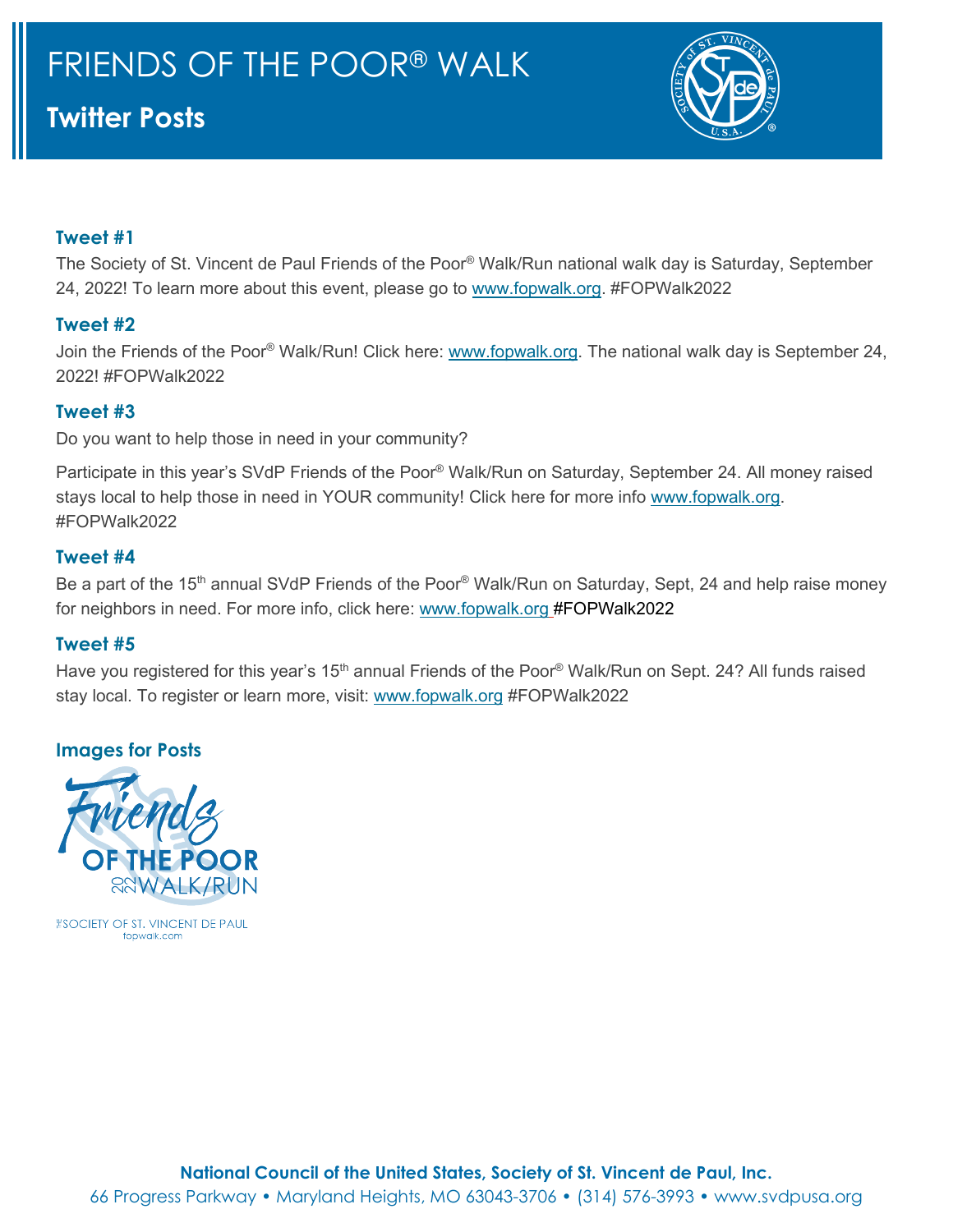# FRIENDS OF THE POOR® WALK

## Twitter Posts

### Tweet #1

The Society of St. Vincent de Paul Friends of the Poor® Walk/Run national walk day is Saturday, September 24, 2022! To learn more about this event, please go to www.fopwalk.org. #FOPWalk2022

### Tweet #2

Join the Friends of the Poor® Walk/Run! Click here: www.fopwalk.org. The national walk day is September 24, 2022! #FOPWalk2022

### Tweet #3

Do you want to help those in need in your community?

Participate in this year's SVdP Friends of the Poor® Walk/Run on Saturday, September 24. All money raised stays local to help those in need in YOUR community! Click here for more info www.fopwalk.org. #FOPWalk2022

### Tweet #4

Be a part of the 15th annual SVdP Friends of the Poor® Walk/Run on Saturday, Sept, 24 and help raise money for neighbors in need. For more info, click here: www.fopwalk.org #FOPWalk2022

### Tweet #5

Have you registered for this year's 15th annual Friends of the Poor® Walk/Run on Sept. 24? All funds raised stay local. To register or learn more, visit: www.fopwalk.org #FOPWalk2022

### Images for Posts

Friends OF THE POOR 2022 WALK/RUN

SOCIETY OF ST. VINCENT DE PAUL
fopwalk.com

**National Council of the United States, Society of St. Vincent de Paul, Inc.**
66 Progress Parkway • Maryland Heights, MO 63043-3706 • (314) 576-3993 • www.svdpusa.org